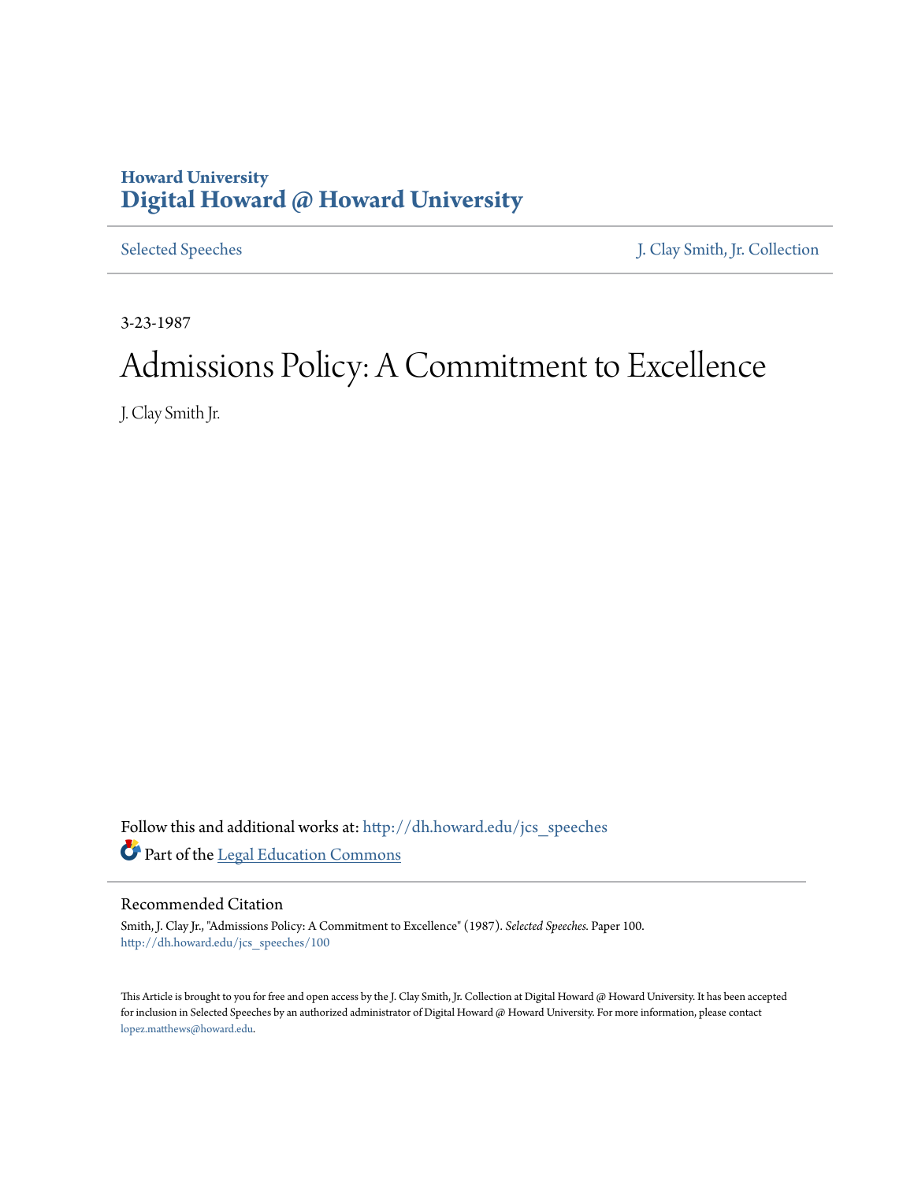Howard University
# Digital Howard @ Howard University

Selected Speeches | J. Clay Smith, Jr. Collection

3-23-1987

# Admissions Policy: A Commitment to Excellence

J. Clay Smith Jr.

Follow this and additional works at: http://dh.howard.edu/jcs_speeches

Part of the Legal Education Commons

## Recommended Citation

Smith, J. Clay Jr., "Admissions Policy: A Commitment to Excellence" (1987). *Selected Speeches.* Paper 100.
http://dh.howard.edu/jcs_speeches/100

This Article is brought to you for free and open access by the J. Clay Smith, Jr. Collection at Digital Howard @ Howard University. It has been accepted for inclusion in Selected Speeches by an authorized administrator of Digital Howard @ Howard University. For more information, please contact lopez.matthews@howard.edu.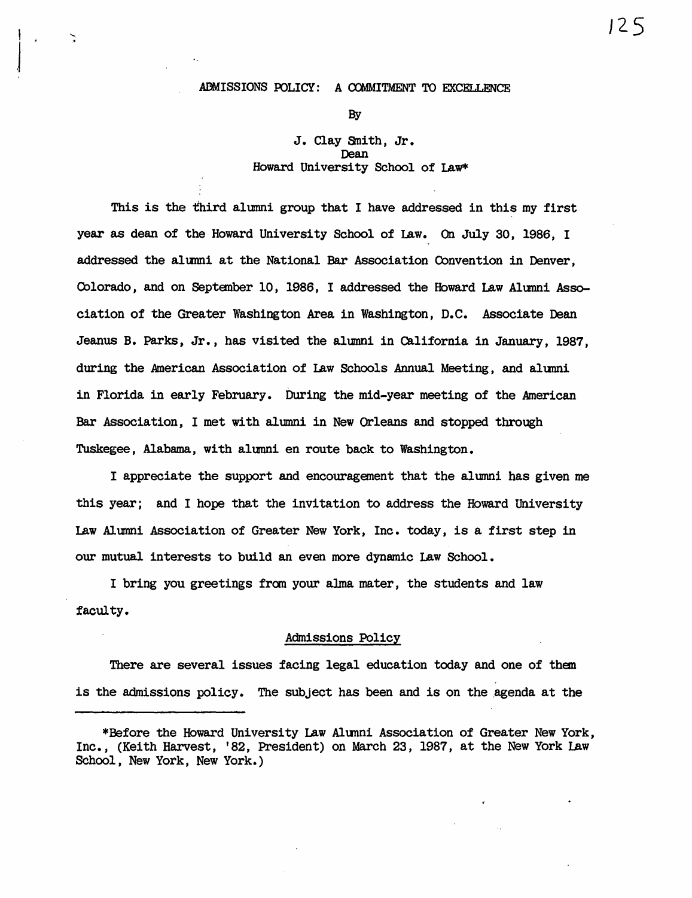# ADMISSIONS POLICY: A COMMITMENT TO EXCELLENCE

By

J. Clay Smith, Jr.
Dean
Howard University School of Law*

This is the third alumni group that I have addressed in this my first year as dean of the Howard University School of Law. On July 30, 1986, I addressed the alumni at the National Bar Association Convention in Denver, Colorado, and on September 10, 1986, I addressed the Howard Law Alumni Association of the Greater Washington Area in Washington, D.C. Associate Dean Jeanus B. Parks, Jr., has visited the alumni in California in January, 1987, during the American Association of Law Schools Annual Meeting, and alumni in Florida in early February. During the mid-year meeting of the American Bar Association, I met with alumni in New Orleans and stopped through Tuskegee, Alabama, with alumni en route back to Washington.

I appreciate the support and encouragement that the alumni has given me this year; and I hope that the invitation to address the Howard University Law Alumni Association of Greater New York, Inc. today, is a first step in our mutual interests to build an even more dynamic Law School.

I bring you greetings from your alma mater, the students and law faculty.

## Admissions Policy

There are several issues facing legal education today and one of them is the admissions policy. The subject has been and is on the agenda at the

---

*Before the Howard University Law Alumni Association of Greater New York, Inc., (Keith Harvest, '82, President) on March 23, 1987, at the New York Law School, New York, New York.)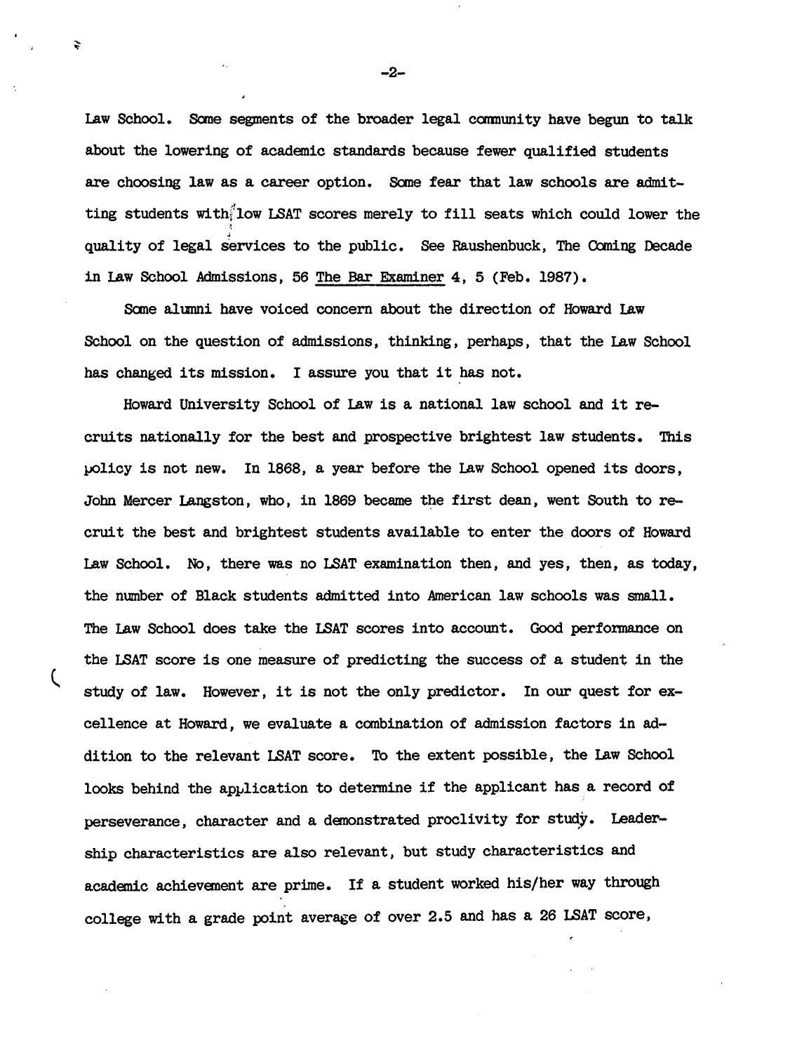Law School. Some segments of the broader legal community have begun to talk about the lowering of academic standards because fewer qualified students are choosing law as a career option. Some fear that law schools are admitting students with low LSAT scores merely to fill seats which could lower the quality of legal services to the public. See Raushenbuck, The Coming Decade in Law School Admissions, 56 The Bar Examiner 4, 5 (Feb. 1987).

Some alumni have voiced concern about the direction of Howard Law School on the question of admissions, thinking, perhaps, that the Law School has changed its mission. I assure you that it has not.

Howard University School of Law is a national law school and it recruits nationally for the best and prospective brightest law students. This policy is not new. In 1868, a year before the Law School opened its doors, John Mercer Langston, who, in 1869 became the first dean, went South to recruit the best and brightest students available to enter the doors of Howard Law School. No, there was no LSAT examination then, and yes, then, as today, the number of Black students admitted into American law schools was small. The Law School does take the LSAT scores into account. Good performance on the LSAT score is one measure of predicting the success of a student in the study of law. However, it is not the only predictor. In our quest for excellence at Howard, we evaluate a combination of admission factors in addition to the relevant LSAT score. To the extent possible, the Law School looks behind the application to determine if the applicant has a record of perseverance, character and a demonstrated proclivity for study. Leadership characteristics are also relevant, but study characteristics and academic achievement are prime. If a student worked his/her way through college with a grade point average of over 2.5 and has a 26 LSAT score,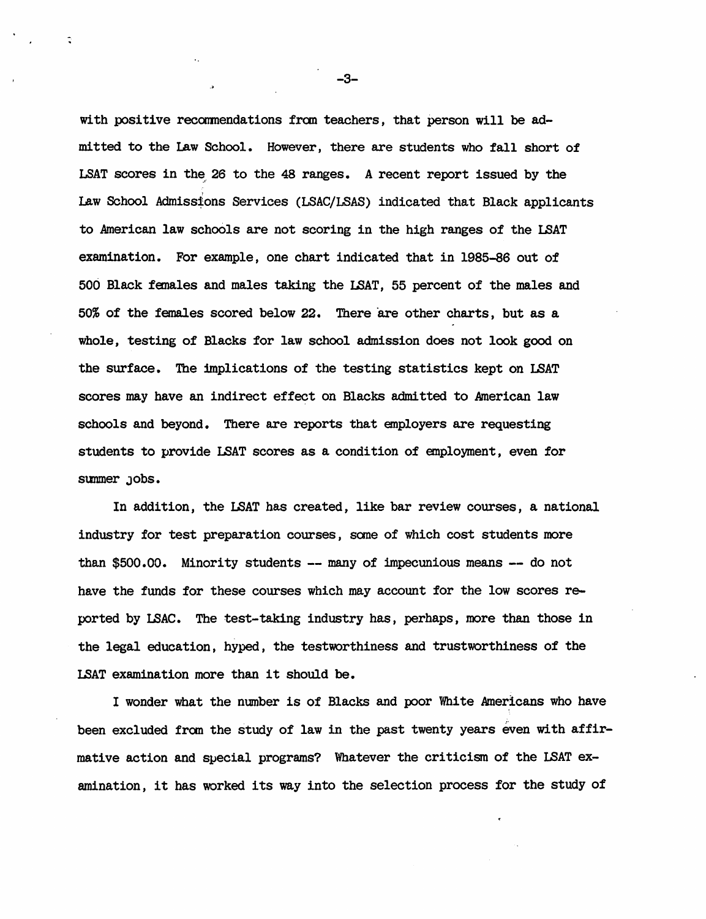with positive recommendations from teachers, that person will be admitted to the Law School. However, there are students who fall short of LSAT scores in the 26 to the 48 ranges. A recent report issued by the Law School Admissions Services (LSAC/LSAS) indicated that Black applicants to American law schools are not scoring in the high ranges of the LSAT examination. For example, one chart indicated that in 1985-86 out of 500 Black females and males taking the LSAT, 55 percent of the males and 50% of the females scored below 22. There are other charts, but as a whole, testing of Blacks for law school admission does not look good on the surface. The implications of the testing statistics kept on LSAT scores may have an indirect effect on Blacks admitted to American law schools and beyond. There are reports that employers are requesting students to provide LSAT scores as a condition of employment, even for summer jobs.

In addition, the LSAT has created, like bar review courses, a national industry for test preparation courses, some of which cost students more than $500.00. Minority students -- many of impecunious means -- do not have the funds for these courses which may account for the low scores reported by LSAC. The test-taking industry has, perhaps, more than those in the legal education, hyped, the testworthiness and trustworthiness of the LSAT examination more than it should be.

I wonder what the number is of Blacks and poor White Americans who have been excluded from the study of law in the past twenty years even with affirmative action and special programs? Whatever the criticism of the LSAT examination, it has worked its way into the selection process for the study of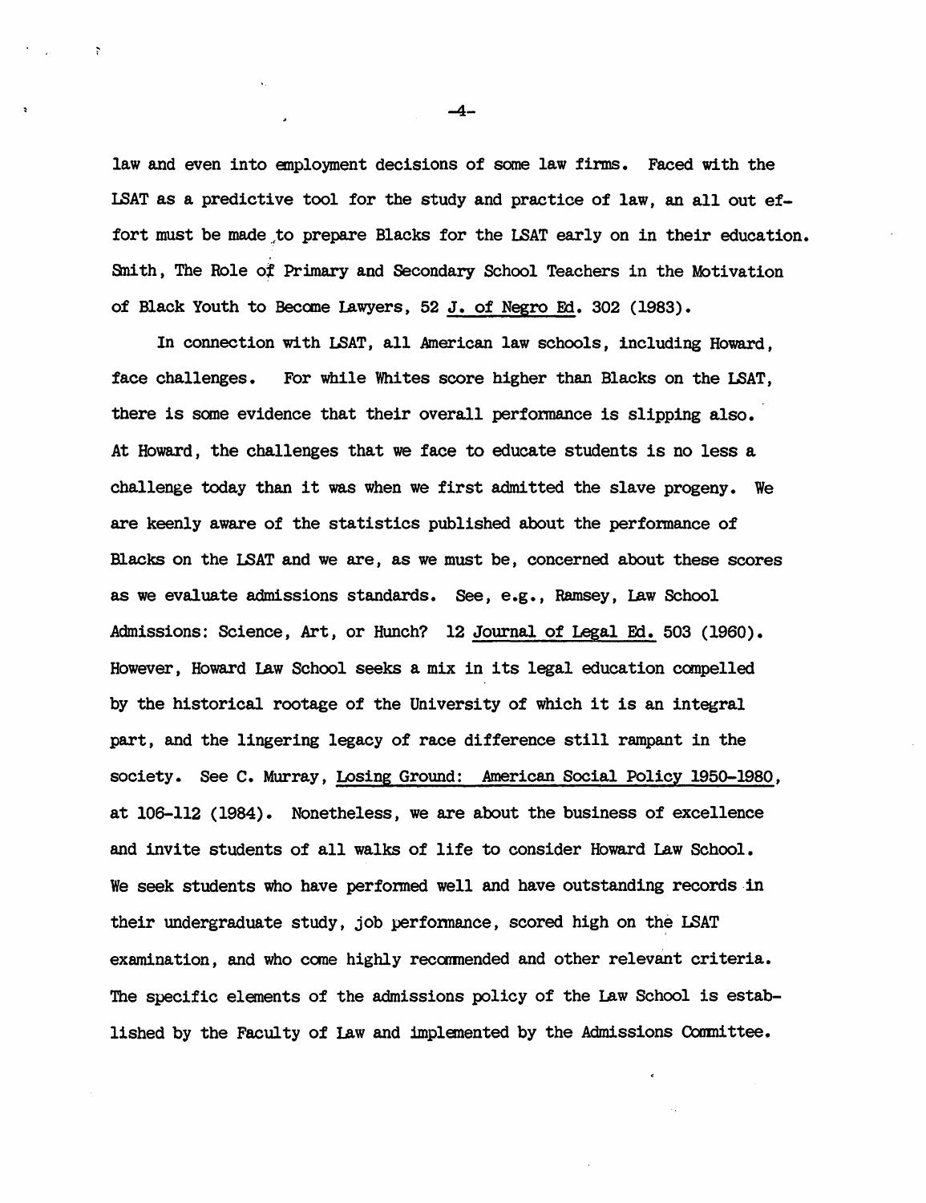law and even into employment decisions of some law firms. Faced with the LSAT as a predictive tool for the study and practice of law, an all out effort must be made to prepare Blacks for the LSAT early on in their education. Smith, The Role of Primary and Secondary School Teachers in the Motivation of Black Youth to Become Lawyers, 52 <u>J. of Negro Ed.</u> 302 (1983).

In connection with LSAT, all American law schools, including Howard, face challenges. For while Whites score higher than Blacks on the LSAT, there is some evidence that their overall performance is slipping also. At Howard, the challenges that we face to educate students is no less a challenge today than it was when we first admitted the slave progeny. We are keenly aware of the statistics published about the performance of Blacks on the LSAT and we are, as we must be, concerned about these scores as we evaluate admissions standards. See, e.g., Ramsey, Law School Admissions: Science, Art, or Hunch? 12 <u>Journal of Legal Ed.</u> 503 (1960). However, Howard Law School seeks a mix in its legal education compelled by the historical rootage of the University of which it is an integral part, and the lingering legacy of race difference still rampant in the society. See C. Murray, <u>Losing Ground: American Social Policy 1950-1980</u>, at 106-112 (1984). Nonetheless, we are about the business of excellence and invite students of all walks of life to consider Howard Law School. We seek students who have performed well and have outstanding records in their undergraduate study, job performance, scored high on the LSAT examination, and who come highly recommended and other relevant criteria. The specific elements of the admissions policy of the Law School is established by the Faculty of Law and implemented by the Admissions Committee.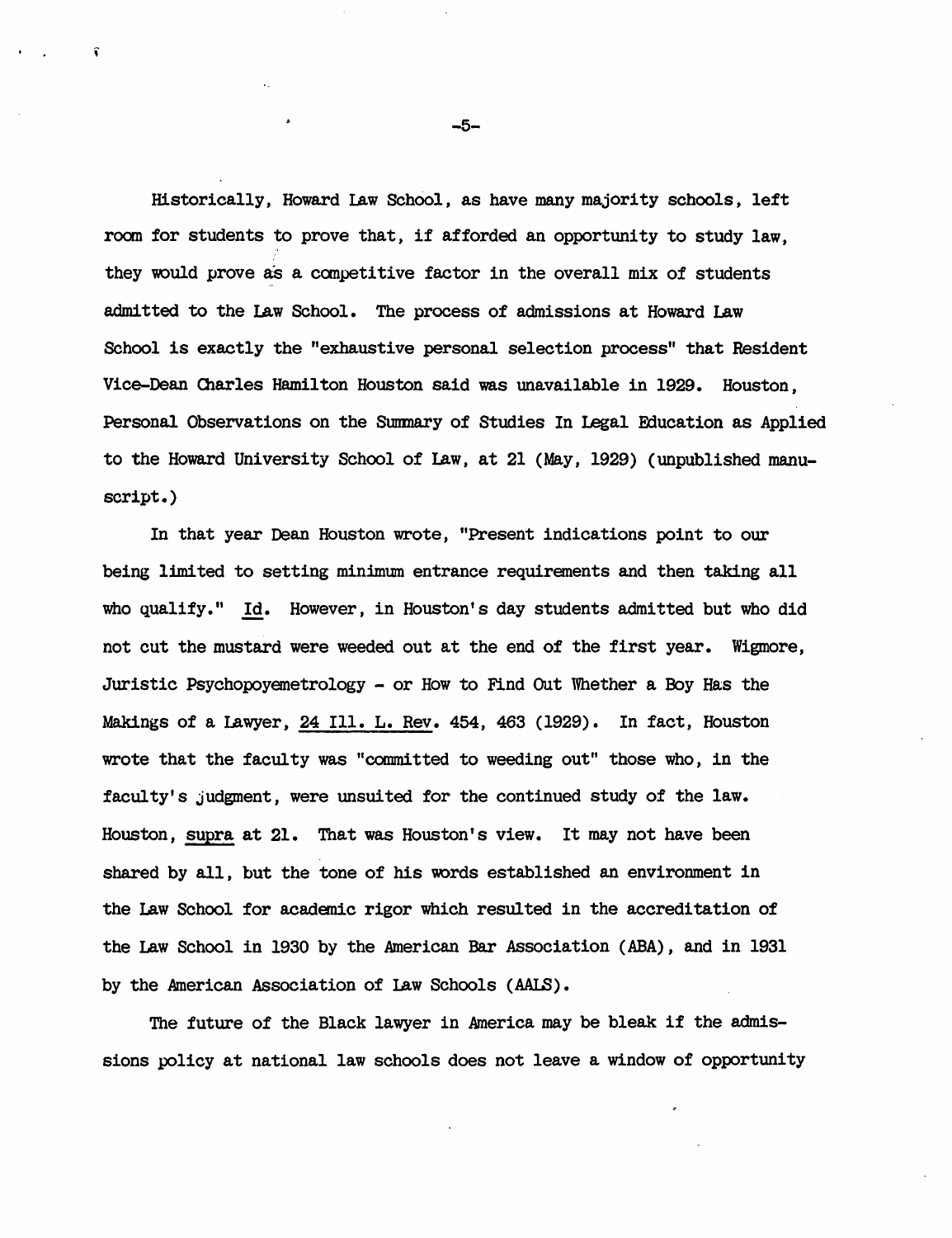Historically, Howard Law School, as have many majority schools, left room for students to prove that, if afforded an opportunity to study law, they would prove as a competitive factor in the overall mix of students admitted to the Law School. The process of admissions at Howard Law School is exactly the "exhaustive personal selection process" that Resident Vice-Dean Charles Hamilton Houston said was unavailable in 1929. Houston, Personal Observations on the Summary of Studies In Legal Education as Applied to the Howard University School of Law, at 21 (May, 1929) (unpublished manuscript.)

In that year Dean Houston wrote, "Present indications point to our being limited to setting minimum entrance requirements and then taking all who qualify." Id. However, in Houston's day students admitted but who did not cut the mustard were weeded out at the end of the first year. Wigmore, Juristic Psychopoyemetrology - or How to Find Out Whether a Boy Has the Makings of a Lawyer, 24 Ill. L. Rev. 454, 463 (1929). In fact, Houston wrote that the faculty was "committed to weeding out" those who, in the faculty's judgment, were unsuited for the continued study of the law. Houston, supra at 21. That was Houston's view. It may not have been shared by all, but the tone of his words established an environment in the Law School for academic rigor which resulted in the accreditation of the Law School in 1930 by the American Bar Association (ABA), and in 1931 by the American Association of Law Schools (AALS).

The future of the Black lawyer in America may be bleak if the admissions policy at national law schools does not leave a window of opportunity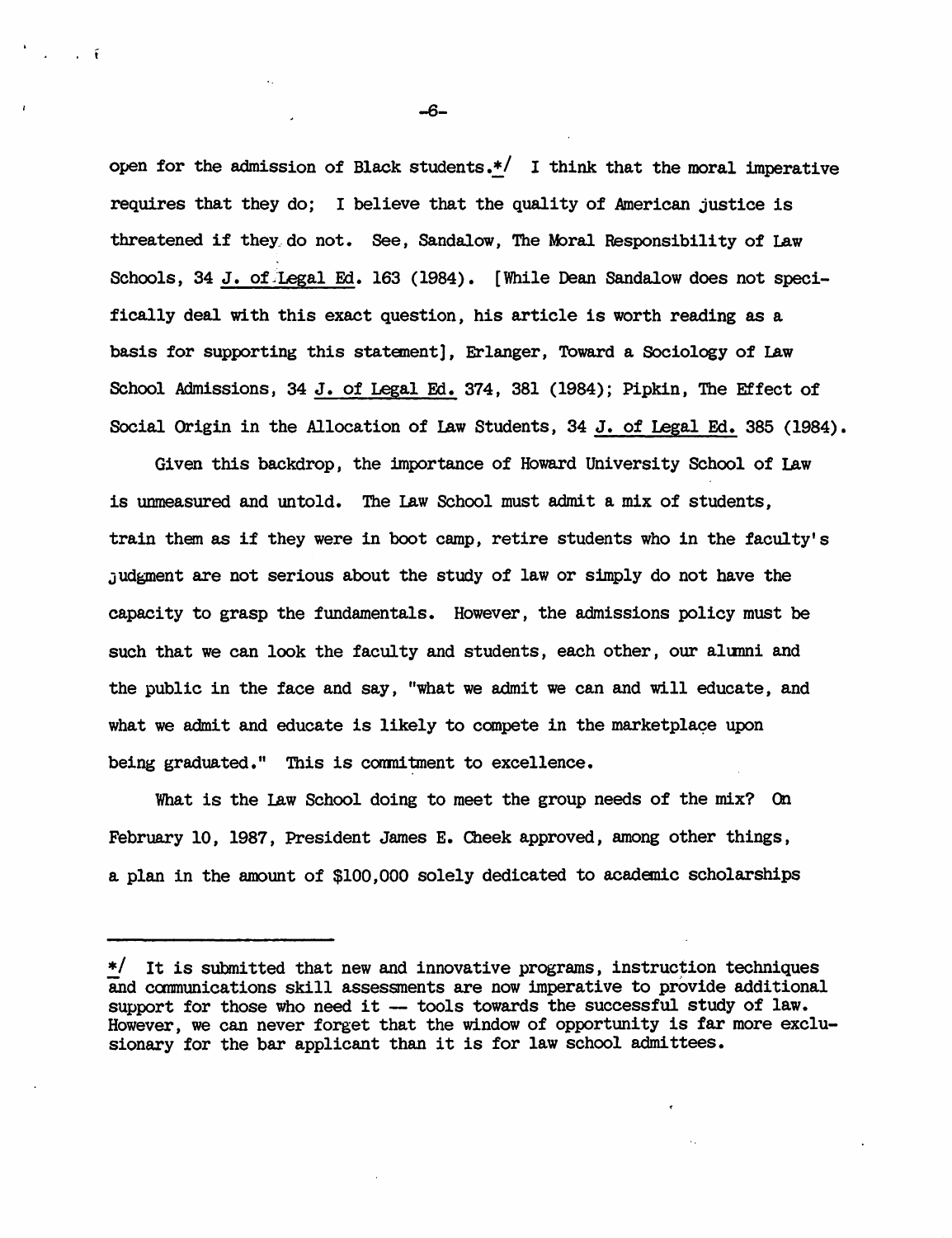open for the admission of Black students.*/ I think that the moral imperative requires that they do; I believe that the quality of American justice is threatened if they do not. See, Sandalow, The Moral Responsibility of Law Schools, 34 J. of Legal Ed. 163 (1984). [While Dean Sandalow does not specifically deal with this exact question, his article is worth reading as a basis for supporting this statement], Erlanger, Toward a Sociology of Law School Admissions, 34 J. of Legal Ed. 374, 381 (1984); Pipkin, The Effect of Social Origin in the Allocation of Law Students, 34 J. of Legal Ed. 385 (1984).

Given this backdrop, the importance of Howard University School of Law is unmeasured and untold. The Law School must admit a mix of students, train them as if they were in boot camp, retire students who in the faculty's judgment are not serious about the study of law or simply do not have the capacity to grasp the fundamentals. However, the admissions policy must be such that we can look the faculty and students, each other, our alumni and the public in the face and say, "what we admit we can and will educate, and what we admit and educate is likely to compete in the marketplace upon being graduated." This is commitment to excellence.

What is the Law School doing to meet the group needs of the mix? On February 10, 1987, President James E. Cheek approved, among other things, a plan in the amount of $100,000 solely dedicated to academic scholarships

---

*/ It is submitted that new and innovative programs, instruction techniques and communications skill assessments are now imperative to provide additional support for those who need it — tools towards the successful study of law. However, we can never forget that the window of opportunity is far more exclusionary for the bar applicant than it is for law school admittees.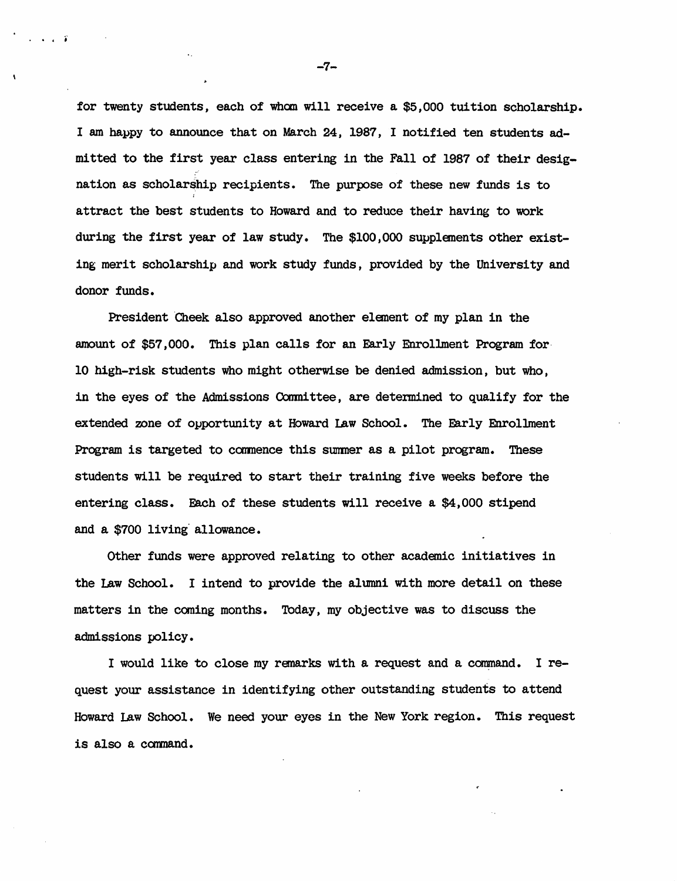for twenty students, each of whom will receive a $5,000 tuition scholarship. I am happy to announce that on March 24, 1987, I notified ten students admitted to the first year class entering in the Fall of 1987 of their designation as scholarship recipients. The purpose of these new funds is to attract the best students to Howard and to reduce their having to work during the first year of law study. The $100,000 supplements other existing merit scholarship and work study funds, provided by the University and donor funds.

President Cheek also approved another element of my plan in the amount of $57,000. This plan calls for an Early Enrollment Program for 10 high-risk students who might otherwise be denied admission, but who, in the eyes of the Admissions Committee, are determined to qualify for the extended zone of opportunity at Howard Law School. The Early Enrollment Program is targeted to commence this summer as a pilot program. These students will be required to start their training five weeks before the entering class. Each of these students will receive a $4,000 stipend and a $700 living allowance.

Other funds were approved relating to other academic initiatives in the Law School. I intend to provide the alumni with more detail on these matters in the coming months. Today, my objective was to discuss the admissions policy.

I would like to close my remarks with a request and a command. I request your assistance in identifying other outstanding students to attend Howard Law School. We need your eyes in the New York region. This request is also a command.